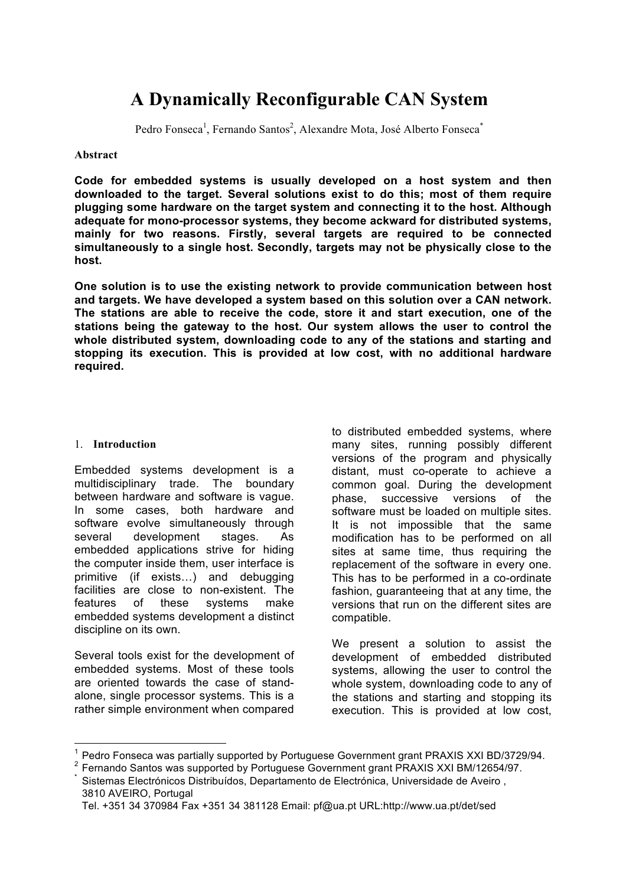# A Dynamically Reconfigurable CAN System

Pedro Fonseca[1], Fernando Santos[2], Alexandre Mota, José Alberto Fonseca[*]

**Abstract**

**Code for embedded systems is usually developed on a host system and then downloaded to the target. Several solutions exist to do this; most of them require plugging some hardware on the target system and connecting it to the host. Although adequate for mono-processor systems, they become ackward for distributed systems, mainly for two reasons. Firstly, several targets are required to be connected simultaneously to a single host. Secondly, targets may not be physically close to the host.**

**One solution is to use the existing network to provide communication between host and targets. We have developed a system based on this solution over a CAN network. The stations are able to receive the code, store it and start execution, one of the stations being the gateway to the host. Our system allows the user to control the whole distributed system, downloading code to any of the stations and starting and stopping its execution. This is provided at low cost, with no additional hardware required.**

## 1. Introduction

Embedded systems development is a multidisciplinary trade. The boundary between hardware and software is vague. In some cases, both hardware and software evolve simultaneously through several development stages. As embedded applications strive for hiding the computer inside them, user interface is primitive (if exists…) and debugging facilities are close to non-existent. The features of these systems make embedded systems development a distinct discipline on its own.

Several tools exist for the development of embedded systems. Most of these tools are oriented towards the case of stand-alone, single processor systems. This is a rather simple environment when compared to distributed embedded systems, where many sites, running possibly different versions of the program and physically distant, must co-operate to achieve a common goal. During the development phase, successive versions of the software must be loaded on multiple sites. It is not impossible that the same modification has to be performed on all sites at same time, thus requiring the replacement of the software in every one. This has to be performed in a co-ordinate fashion, guaranteeing that at any time, the versions that run on the different sites are compatible.

We present a solution to assist the development of embedded distributed systems, allowing the user to control the whole system, downloading code to any of the stations and starting and stopping its execution. This is provided at low cost,

---

[1] Pedro Fonseca was partially supported by Portuguese Government grant PRAXIS XXI BD/3729/94.

[2] Fernando Santos was supported by Portuguese Government grant PRAXIS XXI BM/12654/97.

[*] Sistemas Electrónicos Distribuídos, Departamento de Electrónica, Universidade de Aveiro , 3810 AVEIRO, Portugal
Tel. +351 34 370984 Fax +351 34 381128 Email: pf@ua.pt URL:http://www.ua.pt/det/sed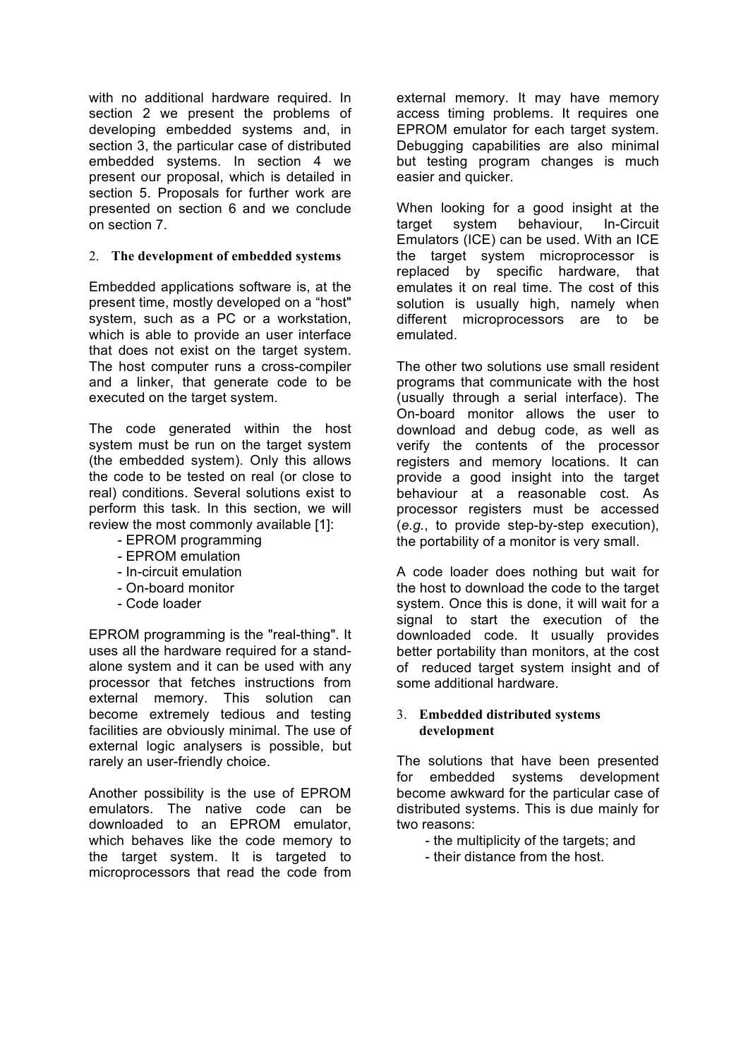with no additional hardware required. In section 2 we present the problems of developing embedded systems and, in section 3, the particular case of distributed embedded systems. In section 4 we present our proposal, which is detailed in section 5. Proposals for further work are presented on section 6 and we conclude on section 7.

## 2. The development of embedded systems

Embedded applications software is, at the present time, mostly developed on a "host" system, such as a PC or a workstation, which is able to provide an user interface that does not exist on the target system. The host computer runs a cross-compiler and a linker, that generate code to be executed on the target system.

The code generated within the host system must be run on the target system (the embedded system). Only this allows the code to be tested on real (or close to real) conditions. Several solutions exist to perform this task. In this section, we will review the most commonly available [1]:

- EPROM programming
- EPROM emulation
- In-circuit emulation
- On-board monitor
- Code loader

EPROM programming is the "real-thing". It uses all the hardware required for a stand-alone system and it can be used with any processor that fetches instructions from external memory. This solution can become extremely tedious and testing facilities are obviously minimal. The use of external logic analysers is possible, but rarely an user-friendly choice.

Another possibility is the use of EPROM emulators. The native code can be downloaded to an EPROM emulator, which behaves like the code memory to the target system. It is targeted to microprocessors that read the code from external memory. It may have memory access timing problems. It requires one EPROM emulator for each target system. Debugging capabilities are also minimal but testing program changes is much easier and quicker.

When looking for a good insight at the target system behaviour, In-Circuit Emulators (ICE) can be used. With an ICE the target system microprocessor is replaced by specific hardware, that emulates it on real time. The cost of this solution is usually high, namely when different microprocessors are to be emulated.

The other two solutions use small resident programs that communicate with the host (usually through a serial interface). The On-board monitor allows the user to download and debug code, as well as verify the contents of the processor registers and memory locations. It can provide a good insight into the target behaviour at a reasonable cost. As processor registers must be accessed (*e.g.*, to provide step-by-step execution), the portability of a monitor is very small.

A code loader does nothing but wait for the host to download the code to the target system. Once this is done, it will wait for a signal to start the execution of the downloaded code. It usually provides better portability than monitors, at the cost of reduced target system insight and of some additional hardware.

## 3. Embedded distributed systems development

The solutions that have been presented for embedded systems development become awkward for the particular case of distributed systems. This is due mainly for two reasons:

- the multiplicity of the targets; and
- their distance from the host.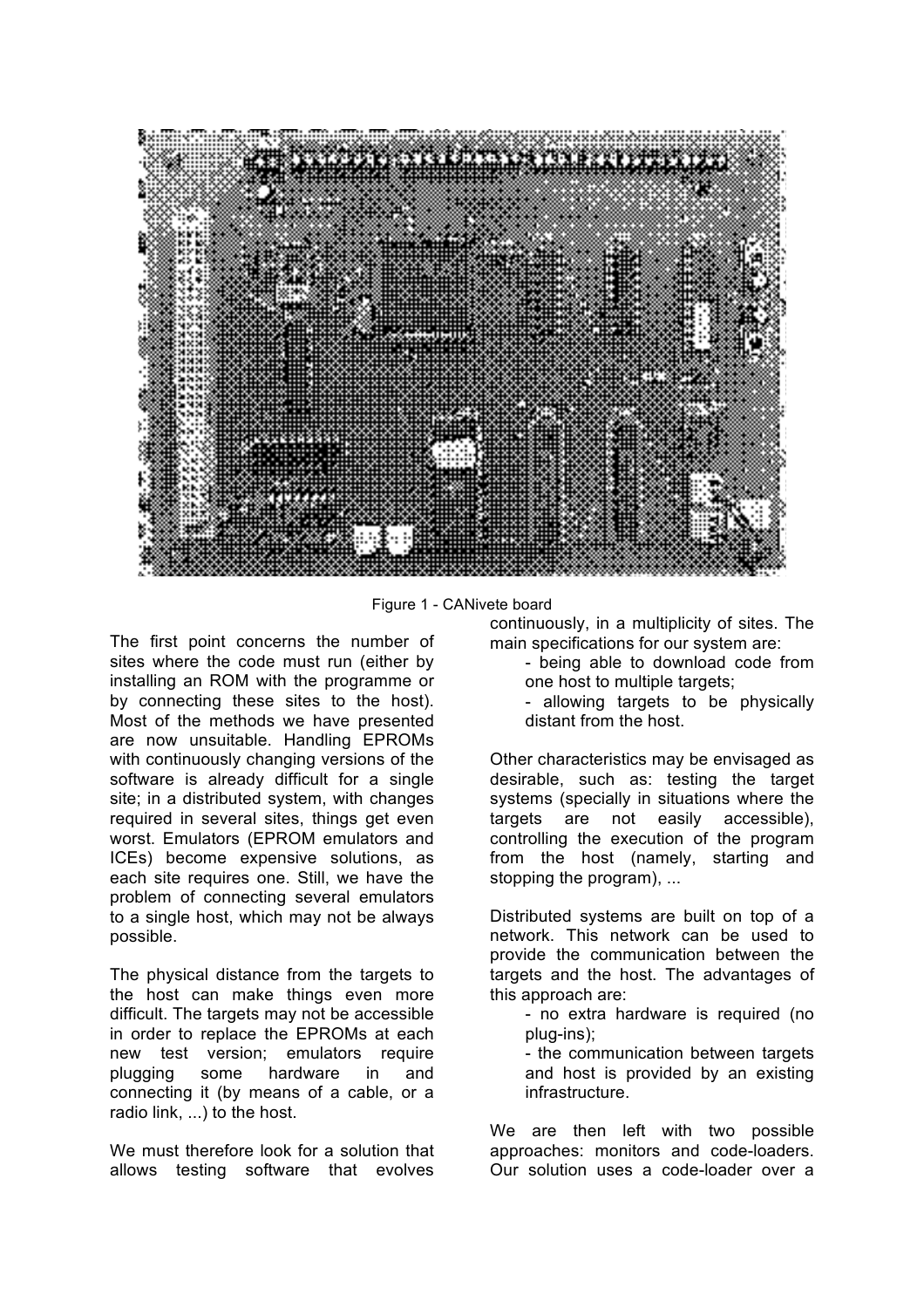Figure 1 - CANivete board

The first point concerns the number of sites where the code must run (either by installing an ROM with the programme or by connecting these sites to the host). Most of the methods we have presented are now unsuitable. Handling EPROMs with continuously changing versions of the software is already difficult for a single site; in a distributed system, with changes required in several sites, things get even worst. Emulators (EPROM emulators and ICEs) become expensive solutions, as each site requires one. Still, we have the problem of connecting several emulators to a single host, which may not be always possible.

The physical distance from the targets to the host can make things even more difficult. The targets may not be accessible in order to replace the EPROMs at each new test version; emulators require plugging some hardware in and connecting it (by means of a cable, or a radio link, ...) to the host.

We must therefore look for a solution that allows testing software that evolves continuously, in a multiplicity of sites. The main specifications for our system are:

- being able to download code from one host to multiple targets;
- allowing targets to be physically distant from the host.

Other characteristics may be envisaged as desirable, such as: testing the target systems (specially in situations where the targets are not easily accessible), controlling the execution of the program from the host (namely, starting and stopping the program), ...

Distributed systems are built on top of a network. This network can be used to provide the communication between the targets and the host. The advantages of this approach are:

- no extra hardware is required (no plug-ins);
- the communication between targets and host is provided by an existing infrastructure.

We are then left with two possible approaches: monitors and code-loaders. Our solution uses a code-loader over a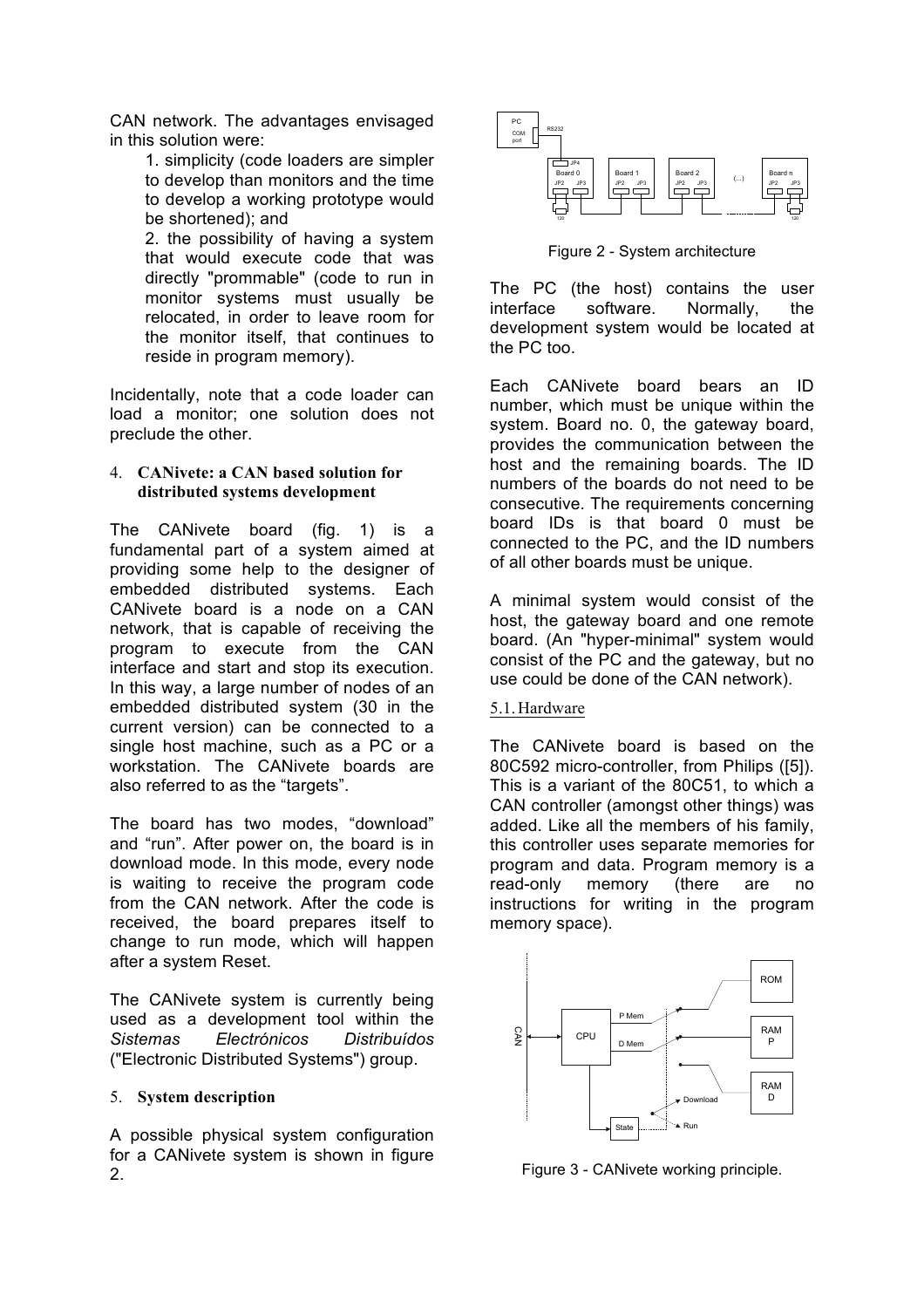CAN network. The advantages envisaged in this solution were:

1. simplicity (code loaders are simpler to develop than monitors and the time to develop a working prototype would be shortened); and
2. the possibility of having a system that would execute code that was directly "prommable" (code to run in monitor systems must usually be relocated, in order to leave room for the monitor itself, that continues to reside in program memory).

Incidentally, note that a code loader can load a monitor; one solution does not preclude the other.

## 4. CANivete: a CAN based solution for distributed systems development

The CANivete board (fig. 1) is a fundamental part of a system aimed at providing some help to the designer of embedded distributed systems. Each CANivete board is a node on a CAN network, that is capable of receiving the program to execute from the CAN interface and start and stop its execution. In this way, a large number of nodes of an embedded distributed system (30 in the current version) can be connected to a single host machine, such as a PC or a workstation. The CANivete boards are also referred to as the “targets”.

The board has two modes, “download” and “run”. After power on, the board is in download mode. In this mode, every node is waiting to receive the program code from the CAN network. After the code is received, the board prepares itself to change to run mode, which will happen after a system Reset.

The CANivete system is currently being used as a development tool within the *Sistemas Electrónicos Distribuídos* ("Electronic Distributed Systems") group.

## 5. System description

A possible physical system configuration for a CANivete system is shown in figure 2.

Figure 2 - System architecture

The PC (the host) contains the user interface software. Normally, the development system would be located at the PC too.

Each CANivete board bears an ID number, which must be unique within the system. Board no. 0, the gateway board, provides the communication between the host and the remaining boards. The ID numbers of the boards do not need to be consecutive. The requirements concerning board IDs is that board 0 must be connected to the PC, and the ID numbers of all other boards must be unique.

A minimal system would consist of the host, the gateway board and one remote board. (An "hyper-minimal" system would consist of the PC and the gateway, but no use could be done of the CAN network).

### 5.1. Hardware

The CANivete board is based on the 80C592 micro-controller, from Philips ([5]). This is a variant of the 80C51, to which a CAN controller (amongst other things) was added. Like all the members of his family, this controller uses separate memories for program and data. Program memory is a read-only memory (there are no instructions for writing in the program memory space).

Figure 3 - CANivete working principle.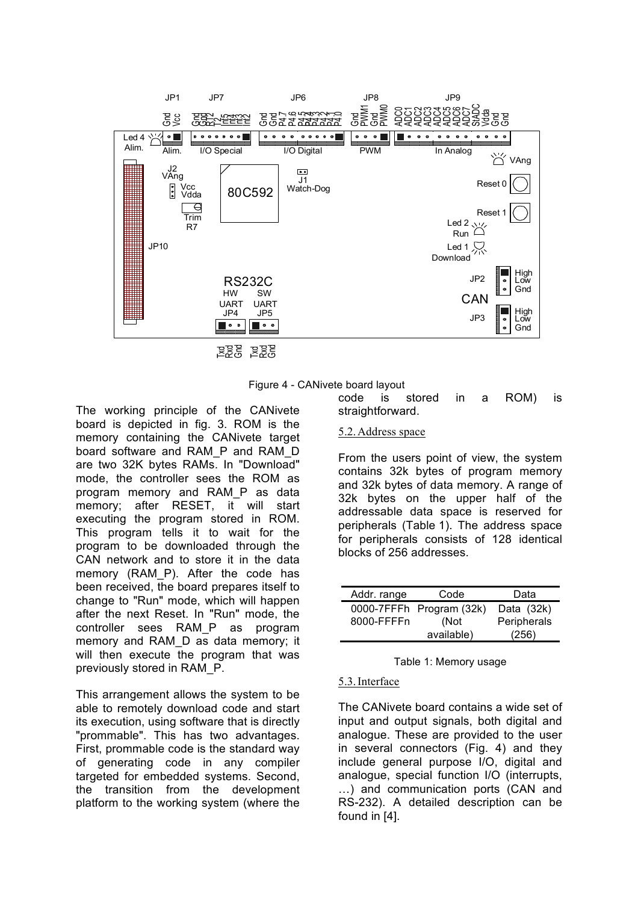Figure 4 - CANivete board layout

The working principle of the CANivete board is depicted in fig. 3. ROM is the memory containing the CANivete target board software and RAM_P and RAM_D are two 32K bytes RAMs. In "Download" mode, the controller sees the ROM as program memory and RAM_P as data memory; after RESET, it will start executing the program stored in ROM. This program tells it to wait for the program to be downloaded through the CAN network and to store it in the data memory (RAM_P). After the code has been received, the board prepares itself to change to "Run" mode, which will happen after the next Reset. In "Run" mode, the controller sees RAM_P as program memory and RAM_D as data memory; it will then execute the program that was previously stored in RAM_P.

This arrangement allows the system to be able to remotely download code and start its execution, using software that is directly "prommable". This has two advantages. First, prommable code is the standard way of generating code in any compiler targeted for embedded systems. Second, the transition from the development platform to the working system (where the code is stored in a ROM) is straightforward.

## 5.2. Address space

From the users point of view, the system contains 32k bytes of program memory and 32k bytes of data memory. A range of 32k bytes on the upper half of the addressable data space is reserved for peripherals (Table 1). The address space for peripherals consists of 128 identical blocks of 256 addresses.

| Addr. range | Code | Data |
|---|---|---|
| 0000-7FFFh | Program (32k) | Data (32k) |
| 8000-FFFFn | (Not available) | Peripherals (256) |

Table 1: Memory usage

## 5.3. Interface

The CANivete board contains a wide set of input and output signals, both digital and analogue. These are provided to the user in several connectors (Fig. 4) and they include general purpose I/O, digital and analogue, special function I/O (interrupts, …) and communication ports (CAN and RS-232). A detailed description can be found in [4].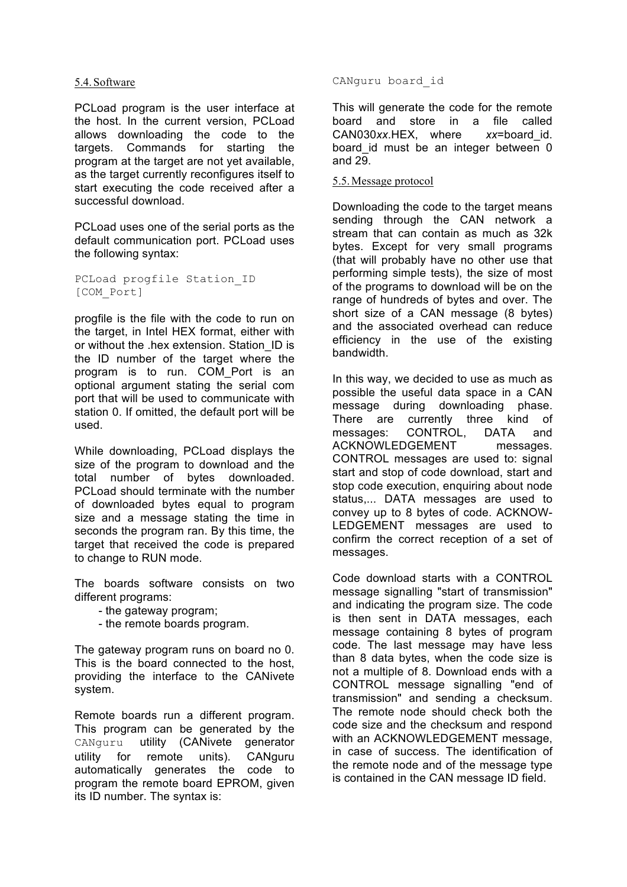### 5.4. Software

PCLoad program is the user interface at the host. In the current version, PCLoad allows downloading the code to the targets. Commands for starting the program at the target are not yet available, as the target currently reconfigures itself to start executing the code received after a successful download.

PCLoad uses one of the serial ports as the default communication port. PCLoad uses the following syntax:

```
PCLoad progfile Station_ID
[COM_Port]
```

progfile is the file with the code to run on the target, in Intel HEX format, either with or without the .hex extension. Station_ID is the ID number of the target where the program is to run. COM_Port is an optional argument stating the serial com port that will be used to communicate with station 0. If omitted, the default port will be used.

While downloading, PCLoad displays the size of the program to download and the total number of bytes downloaded. PCLoad should terminate with the number of downloaded bytes equal to program size and a message stating the time in seconds the program ran. By this time, the target that received the code is prepared to change to RUN mode.

The boards software consists on two different programs:

- the gateway program;
- the remote boards program.

The gateway program runs on board no 0. This is the board connected to the host, providing the interface to the CANivete system.

Remote boards run a different program. This program can be generated by the `CANguru` utility (CANivete generator utility for remote units). CANguru automatically generates the code to program the remote board EPROM, given its ID number. The syntax is:

```
CANguru board_id
```

This will generate the code for the remote board and store in a file called CAN030*xx*.HEX, where *xx*=board_id. board_id must be an integer between 0 and 29.

### 5.5. Message protocol

Downloading the code to the target means sending through the CAN network a stream that can contain as much as 32k bytes. Except for very small programs (that will probably have no other use that performing simple tests), the size of most of the programs to download will be on the range of hundreds of bytes and over. The short size of a CAN message (8 bytes) and the associated overhead can reduce efficiency in the use of the existing bandwidth.

In this way, we decided to use as much as possible the useful data space in a CAN message during downloading phase. There are currently three kind of messages: CONTROL, DATA and ACKNOWLEDGEMENT messages. CONTROL messages are used to: signal start and stop of code download, start and stop code execution, enquiring about node status,... DATA messages are used to convey up to 8 bytes of code. ACKNOWLEDGEMENT messages are used to confirm the correct reception of a set of messages.

Code download starts with a CONTROL message signalling "start of transmission" and indicating the program size. The code is then sent in DATA messages, each message containing 8 bytes of program code. The last message may have less than 8 data bytes, when the code size is not a multiple of 8. Download ends with a CONTROL message signalling "end of transmission" and sending a checksum. The remote node should check both the code size and the checksum and respond with an ACKNOWLEDGEMENT message, in case of success. The identification of the remote node and of the message type is contained in the CAN message ID field.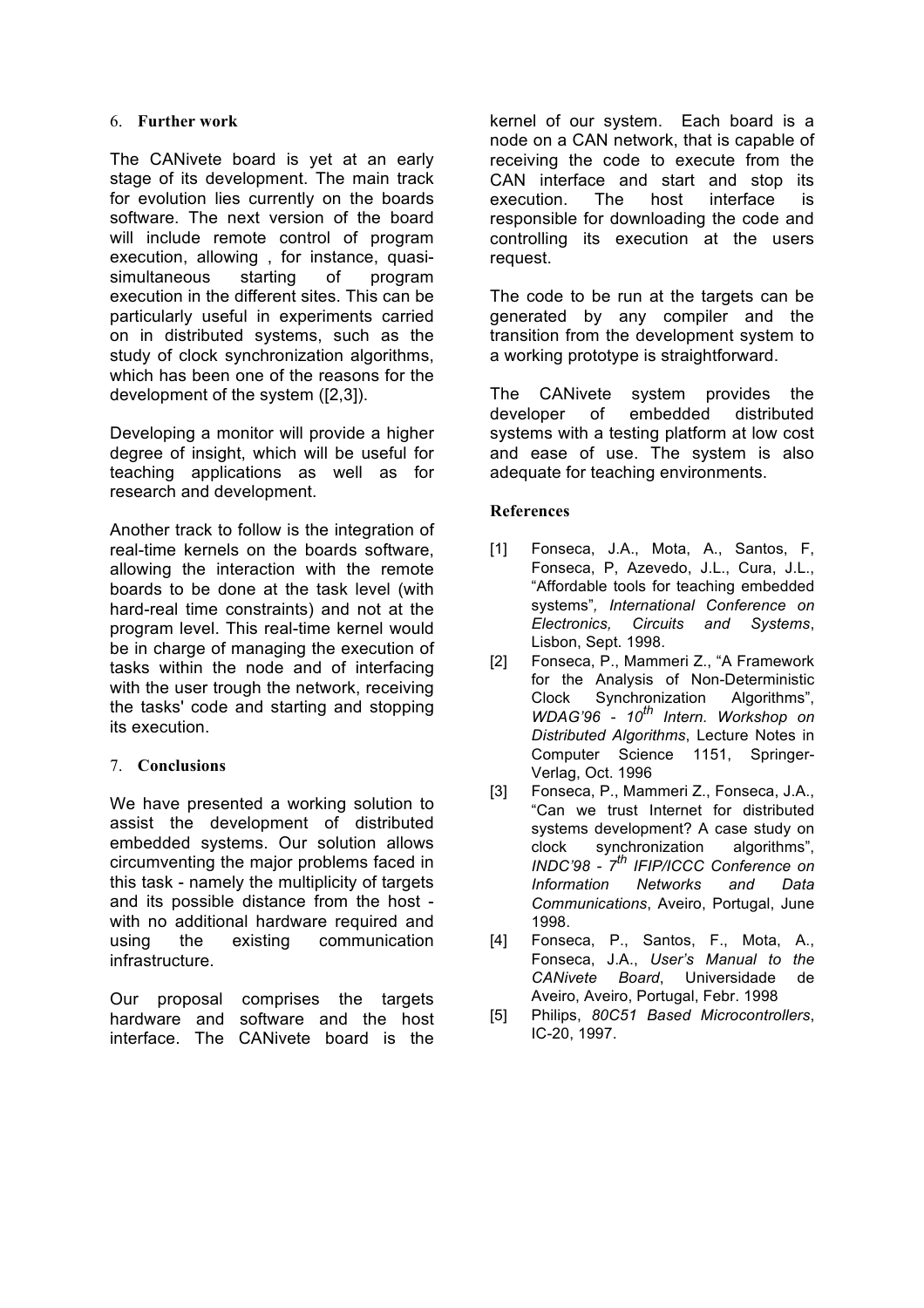## 6. Further work

The CANivete board is yet at an early stage of its development. The main track for evolution lies currently on the boards software. The next version of the board will include remote control of program execution, allowing , for instance, quasi-simultaneous starting of program execution in the different sites. This can be particularly useful in experiments carried on in distributed systems, such as the study of clock synchronization algorithms, which has been one of the reasons for the development of the system ([2,3]).

Developing a monitor will provide a higher degree of insight, which will be useful for teaching applications as well as for research and development.

Another track to follow is the integration of real-time kernels on the boards software, allowing the interaction with the remote boards to be done at the task level (with hard-real time constraints) and not at the program level. This real-time kernel would be in charge of managing the execution of tasks within the node and of interfacing with the user trough the network, receiving the tasks' code and starting and stopping its execution.

## 7. Conclusions

We have presented a working solution to assist the development of distributed embedded systems. Our solution allows circumventing the major problems faced in this task - namely the multiplicity of targets and its possible distance from the host - with no additional hardware required and using the existing communication infrastructure.

Our proposal comprises the targets hardware and software and the host interface. The CANivete board is the kernel of our system. Each board is a node on a CAN network, that is capable of receiving the code to execute from the CAN interface and start and stop its execution. The host interface is responsible for downloading the code and controlling its execution at the users request.

The code to be run at the targets can be generated by any compiler and the transition from the development system to a working prototype is straightforward.

The CANivete system provides the developer of embedded distributed systems with a testing platform at low cost and ease of use. The system is also adequate for teaching environments.

## References

[1] Fonseca, J.A., Mota, A., Santos, F, Fonseca, P, Azevedo, J.L., Cura, J.L., "Affordable tools for teaching embedded systems", *International Conference on Electronics, Circuits and Systems*, Lisbon, Sept. 1998.

[2] Fonseca, P., Mammeri Z., "A Framework for the Analysis of Non-Deterministic Clock Synchronization Algorithms", *WDAG'96 - 10th Intern. Workshop on Distributed Algorithms*, Lecture Notes in Computer Science 1151, Springer-Verlag, Oct. 1996

[3] Fonseca, P., Mammeri Z., Fonseca, J.A., "Can we trust Internet for distributed systems development? A case study on clock synchronization algorithms", *INDC'98 - 7th IFIP/ICCC Conference on Information Networks and Data Communications*, Aveiro, Portugal, June 1998.

[4] Fonseca, P., Santos, F., Mota, A., Fonseca, J.A., *User's Manual to the CANivete Board*, Universidade de Aveiro, Aveiro, Portugal, Febr. 1998

[5] Philips, *80C51 Based Microcontrollers*, IC-20, 1997.